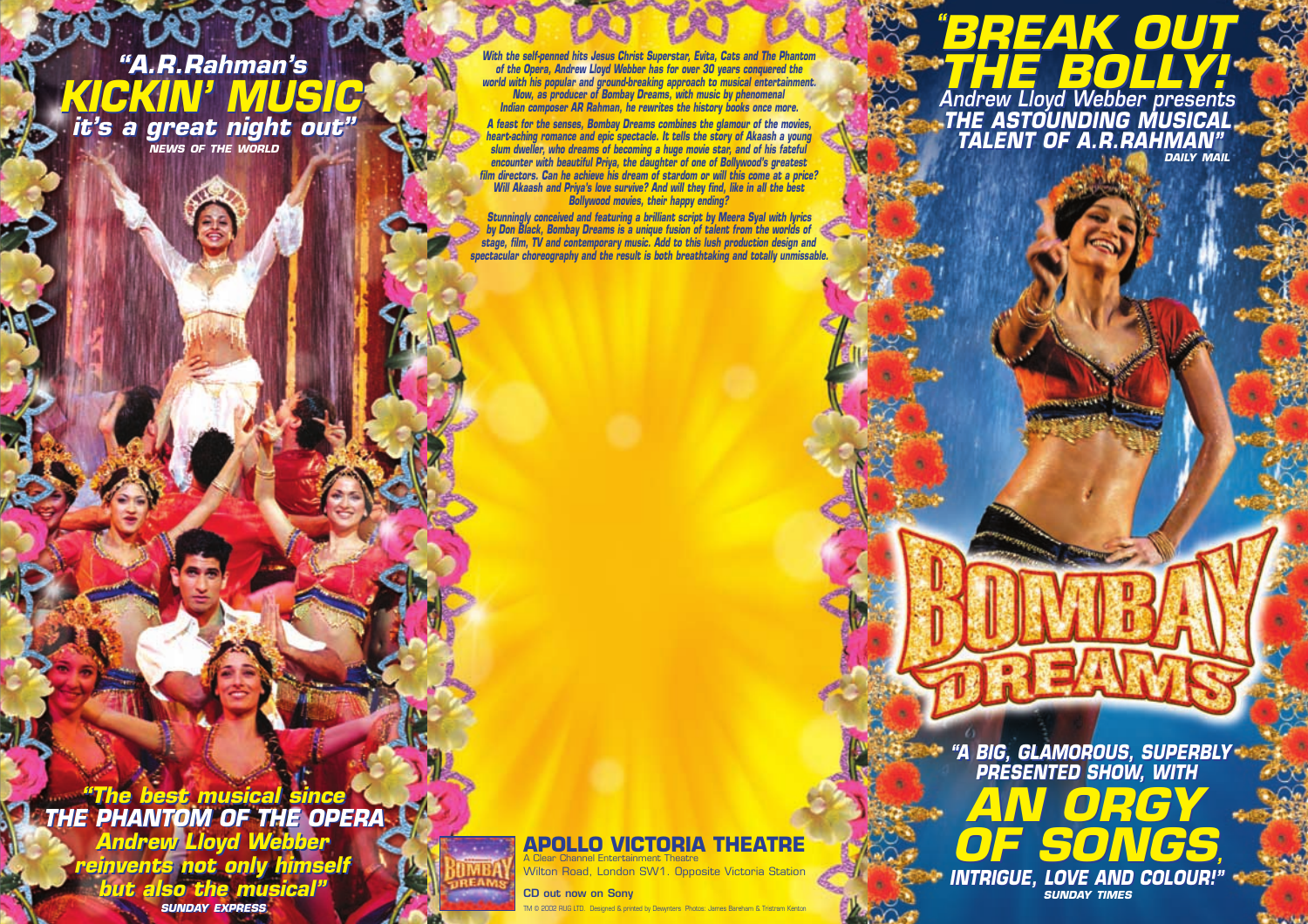"A.R.Rahman's **KICKIN' MUSIC** it's a great night out"
*NEWS OF THE WORLD*

"The best musical since THE PHANTOM OF THE OPERA Andrew Lloyd Webber reinvents not only himself but also the musical"
*SUNDAY EXPRESS*

*With the self-penned hits Jesus Christ Superstar, Evita, Cats and The Phantom of the Opera, Andrew Lloyd Webber has for over 30 years conquered the world with his popular and ground-breaking approach to musical entertainment. Now, as producer of Bombay Dreams, with music by phenomenal Indian composer AR Rahman, he rewrites the history books once more.*

*A feast for the senses, Bombay Dreams combines the glamour of the movies, heart-aching romance and epic spectacle. It tells the story of Akaash a young slum dweller, who dreams of becoming a huge movie star, and of his fateful encounter with beautiful Priya, the daughter of one of Bollywood's greatest film directors. Can he achieve his dream of stardom or will this come at a price? Will Akaash and Priya's love survive? And will they find, like in all the best Bollywood movies, their happy ending?*

*Stunningly conceived and featuring a brilliant script by Meera Syal with lyrics by Don Black, Bombay Dreams is a unique fusion of talent from the worlds of stage, film, TV and contemporary music. Add to this lush production design and spectacular choreography and the result is both breathtaking and totally unmissable.*

## APOLLO VICTORIA THEATRE

A Clear Channel Entertainment Theatre
Wilton Road, London SW1. Opposite Victoria Station

**CD out now on Sony**

TM © 2002 RUG LTD. Designed & printed by Dewynters Photos: James Bareham & Tristram Kenton

"**BREAK OUT THE BOLLY!** Andrew Lloyd Webber presents THE ASTOUNDING MUSICAL TALENT OF A.R.RAHMAN"
*DAILY MAIL*

# BOMBAY DREAMS

"A BIG, GLAMOROUS, SUPERBLY PRESENTED SHOW, WITH **AN ORGY OF SONGS**, INTRIGUE, LOVE AND COLOUR!"
*SUNDAY TIMES*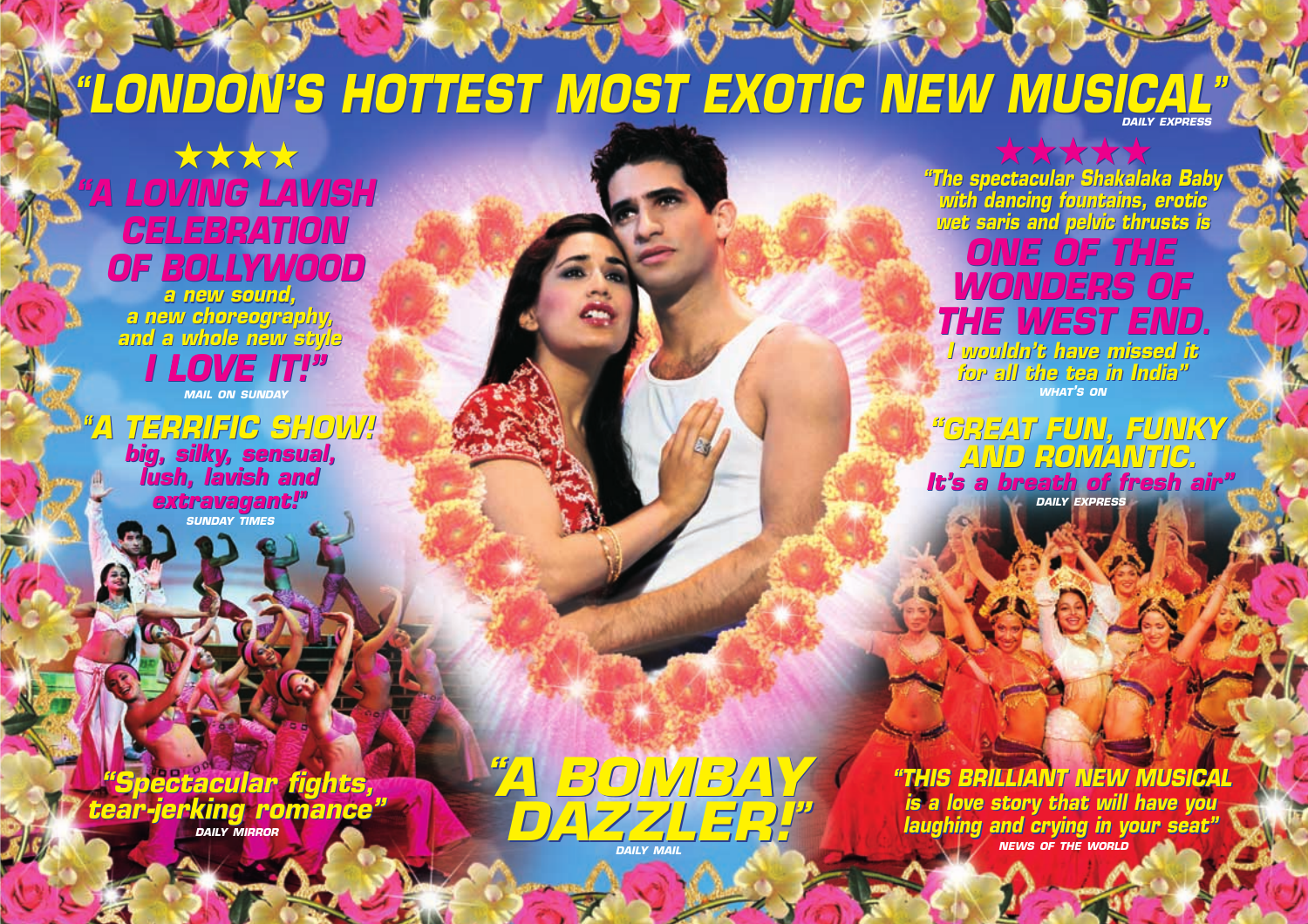# "LONDON'S HOTTEST MOST EXOTIC NEW MUSICAL"

DAILY EXPRESS

★★★★

"A LOVING LAVISH CELEBRATION OF BOLLYWOOD a new sound, a new choreography, and a whole new style I LOVE IT!"

MAIL ON SUNDAY

"A TERRIFIC SHOW! big, silky, sensual, lush, lavish and extravagant!"

SUNDAY TIMES

★★★★★

"The spectacular Shakalaka Baby with dancing fountains, erotic wet saris and pelvic thrusts is ONE OF THE WONDERS OF THE WEST END. I wouldn't have missed it for all the tea in India"

WHAT'S ON

"GREAT FUN, FUNKY AND ROMANTIC. It's a breath of fresh air"

DAILY EXPRESS

"Spectacular fights, tear-jerking romance"

DAILY MIRROR

"A BOMBAY DAZZLER!"

DAILY MAIL

"THIS BRILLIANT NEW MUSICAL is a love story that will have you laughing and crying in your seat"

NEWS OF THE WORLD